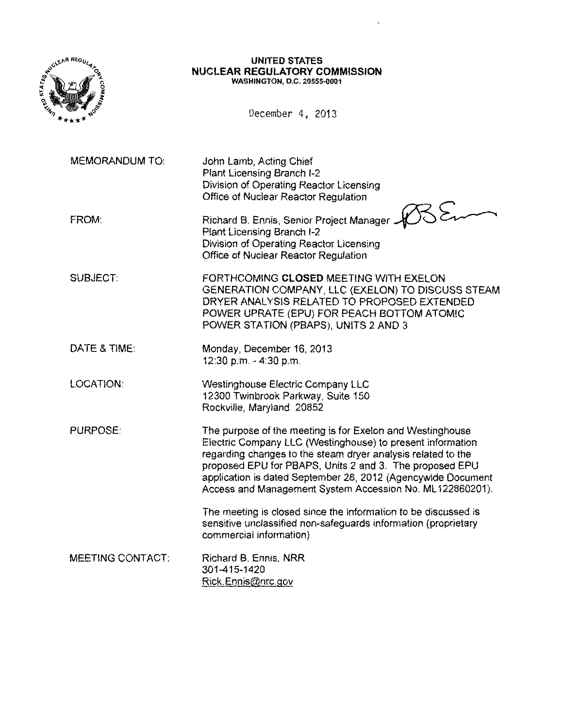**UNITED STATES**
**NUCLEAR REGULATORY COMMISSION**
WASHINGTON, D.C. 20555-0001

December 4, 2013

MEMORANDUM TO: John Lamb, Acting Chief
Plant Licensing Branch I-2
Division of Operating Reactor Licensing
Office of Nuclear Reactor Regulation

FROM: Richard B. Ennis, Senior Project Manager
Plant Licensing Branch I-2
Division of Operating Reactor Licensing
Office of Nuclear Reactor Regulation

SUBJECT: FORTHCOMING **CLOSED** MEETING WITH EXELON GENERATION COMPANY, LLC (EXELON) TO DISCUSS STEAM DRYER ANALYSIS RELATED TO PROPOSED EXTENDED POWER UPRATE (EPU) FOR PEACH BOTTOM ATOMIC POWER STATION (PBAPS), UNITS 2 AND 3

DATE & TIME: Monday, December 16, 2013
12:30 p.m. - 4:30 p.m.

LOCATION: Westinghouse Electric Company LLC
12300 Twinbrook Parkway, Suite 150
Rockville, Maryland 20852

PURPOSE: The purpose of the meeting is for Exelon and Westinghouse Electric Company LLC (Westinghouse) to present information regarding changes to the steam dryer analysis related to the proposed EPU for PBAPS, Units 2 and 3. The proposed EPU application is dated September 28, 2012 (Agencywide Document Access and Management System Accession No. ML122860201).

The meeting is closed since the information to be discussed is sensitive unclassified non-safeguards information (proprietary commercial information).

MEETING CONTACT: Richard B. Ennis, NRR
301-415-1420
Rick.Ennis@nrc.gov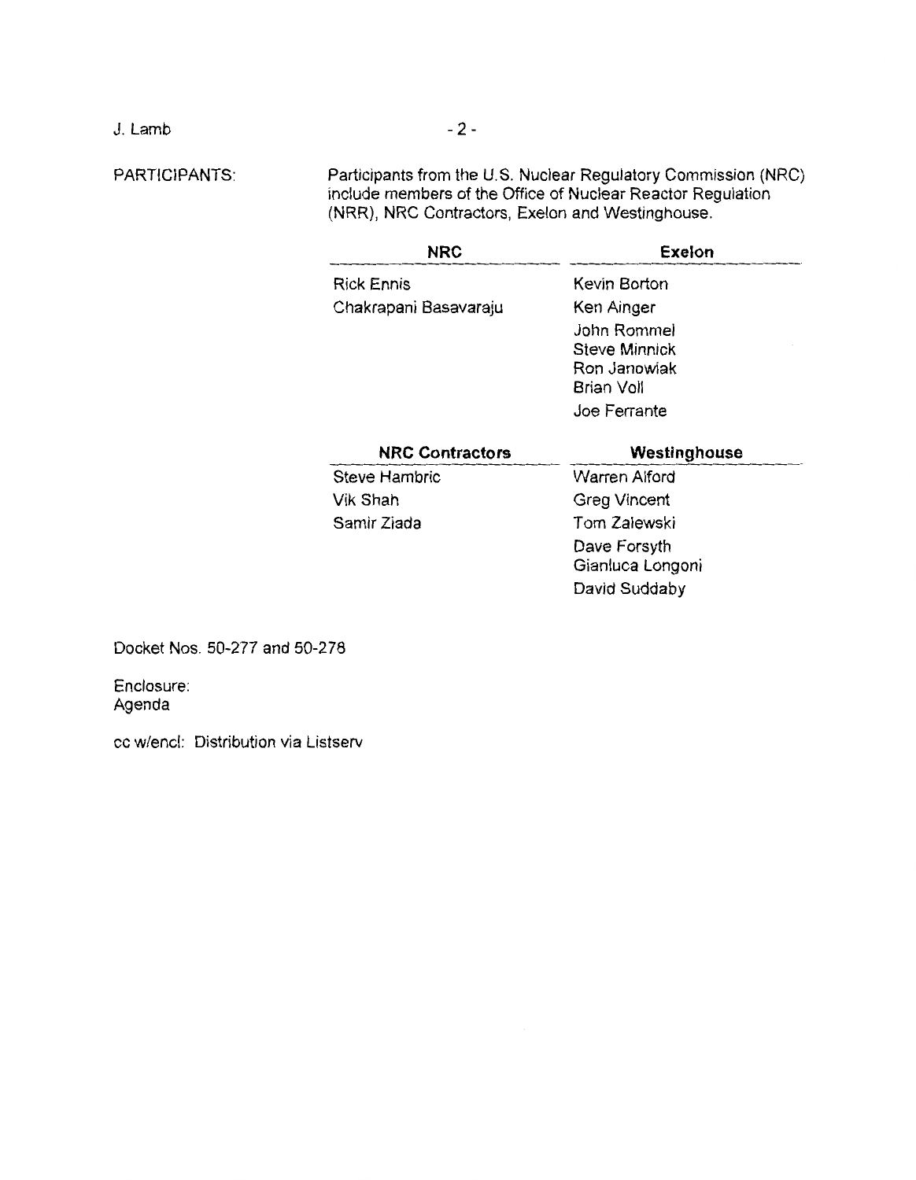PARTICIPANTS: Participants from the U.S. Nuclear Regulatory Commission (NRC) include members of the Office of Nuclear Reactor Regulation (NRR), NRC Contractors, Exelon and Westinghouse.

| NRC | Exelon |
|---|---|
| Rick Ennis | Kevin Borton |
| Chakrapani Basavaraju | Ken Ainger |
| | John Rommel |
| | Steve Minnick |
| | Ron Janowiak |
| | Brian Voll |
| | Joe Ferrante |

| NRC Contractors | Westinghouse |
|---|---|
| Steve Hambric | Warren Alford |
| Vik Shah | Greg Vincent |
| Samir Ziada | Tom Zalewski |
| | Dave Forsyth |
| | Gianluca Longoni |
| | David Suddaby |

Docket Nos. 50-277 and 50-278

Enclosure:
Agenda

cc w/encl: Distribution via Listserv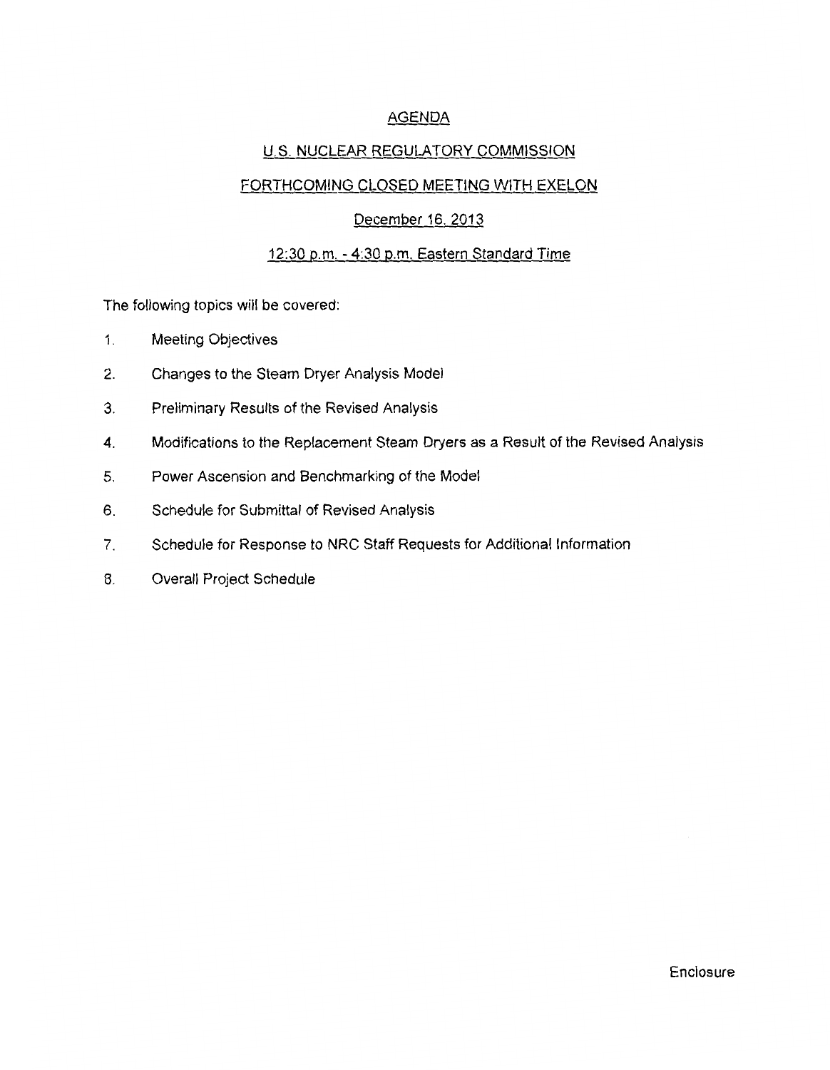# AGENDA

## U.S. NUCLEAR REGULATORY COMMISSION

## FORTHCOMING CLOSED MEETING WITH EXELON

### December 16, 2013

### 12:30 p.m. - 4:30 p.m. Eastern Standard Time

The following topics will be covered:

1. Meeting Objectives
2. Changes to the Steam Dryer Analysis Model
3. Preliminary Results of the Revised Analysis
4. Modifications to the Replacement Steam Dryers as a Result of the Revised Analysis
5. Power Ascension and Benchmarking of the Model
6. Schedule for Submittal of Revised Analysis
7. Schedule for Response to NRC Staff Requests for Additional Information
8. Overall Project Schedule

Enclosure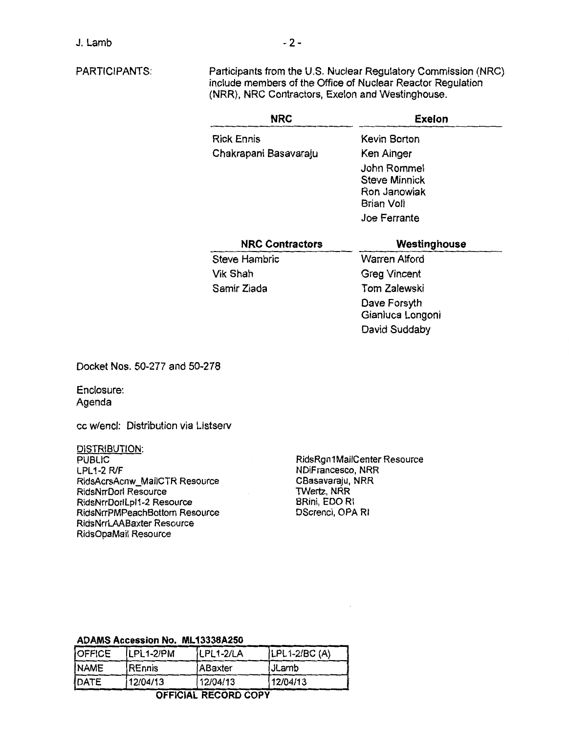PARTICIPANTS: Participants from the U.S. Nuclear Regulatory Commission (NRC) include members of the Office of Nuclear Reactor Regulation (NRR), NRC Contractors, Exelon and Westinghouse.

| NRC | Exelon |
|---|---|
| Rick Ennis | Kevin Borton |
| Chakrapani Basavaraju | Ken Ainger |
| | John Rommel |
| | Steve Minnick |
| | Ron Janowiak |
| | Brian Voll |
| | Joe Ferrante |

| NRC Contractors | Westinghouse |
|---|---|
| Steve Hambric | Warren Alford |
| Vik Shah | Greg Vincent |
| Samir Ziada | Tom Zalewski |
| | Dave Forsyth |
| | Gianluca Longoni |
| | David Suddaby |

Docket Nos. 50-277 and 50-278

Enclosure:
Agenda

cc w/encl: Distribution via Listserv

DISTRIBUTION:
PUBLIC
LPL1-2 R/F
RidsAcrsAcnw_MailCTR Resource
RidsNrrDorl Resource
RidsNrrDorlLpl1-2 Resource
RidsNrrPMPeachBottom Resource
RidsNrrLAABaxter Resource
RidsOpaMail Resource
RidsRgn1MailCenter Resource
NDiFrancesco, NRR
CBasavaraju, NRR
TWertz, NRR
BRini, EDO RI
DScrenci, OPA RI

**ADAMS Accession No. ML13338A250**

| OFFICE | LPL1-2/PM | LPL1-2/LA | LPL1-2/BC (A) |
|---|---|---|---|
| NAME | REnnis | ABaxter | JLamb |
| DATE | 12/04/13 | 12/04/13 | 12/04/13 |

**OFFICIAL RECORD COPY**